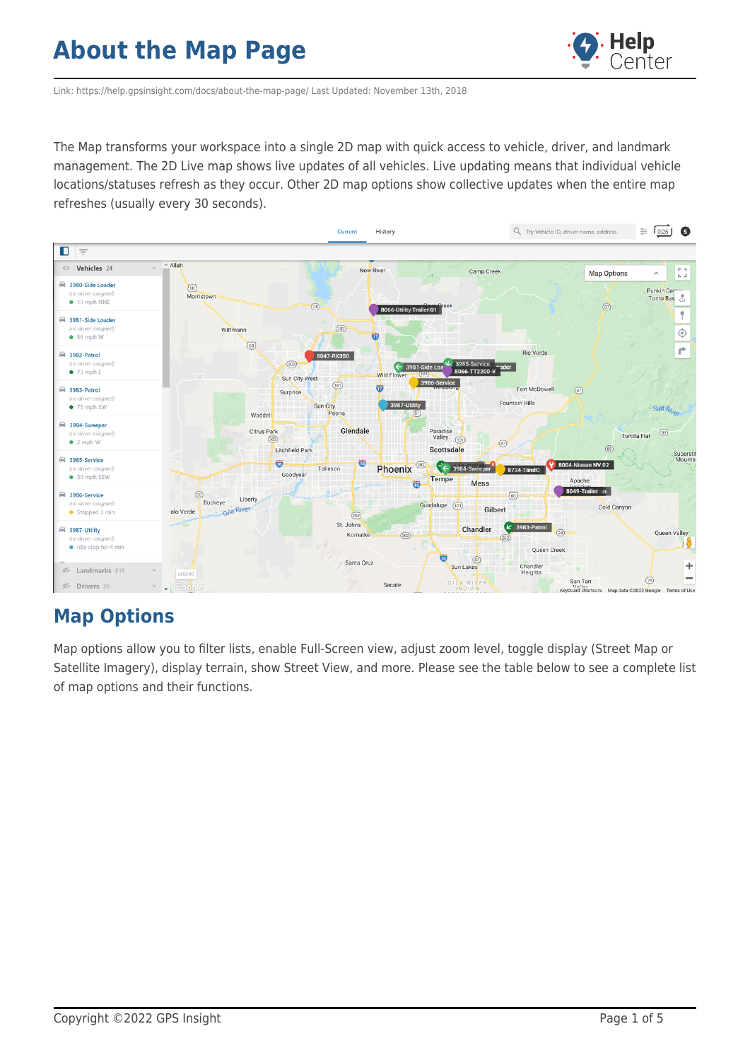# About the Map Page

Link: https://help.gpsinsight.com/docs/about-the-map-page/ Last Updated: November 13th, 2018

The Map transforms your workspace into a single 2D map with quick access to vehicle, driver, and landmark management. The 2D Live map shows live updates of all vehicles. Live updating means that individual vehicle locations/statuses refresh as they occur. Other 2D map options show collective updates when the entire map refreshes (usually every 30 seconds).

## Map Options

Map options allow you to filter lists, enable Full-Screen view, adjust zoom level, toggle display (Street Map or Satellite Imagery), display terrain, show Street View, and more. Please see the table below to see a complete list of map options and their functions.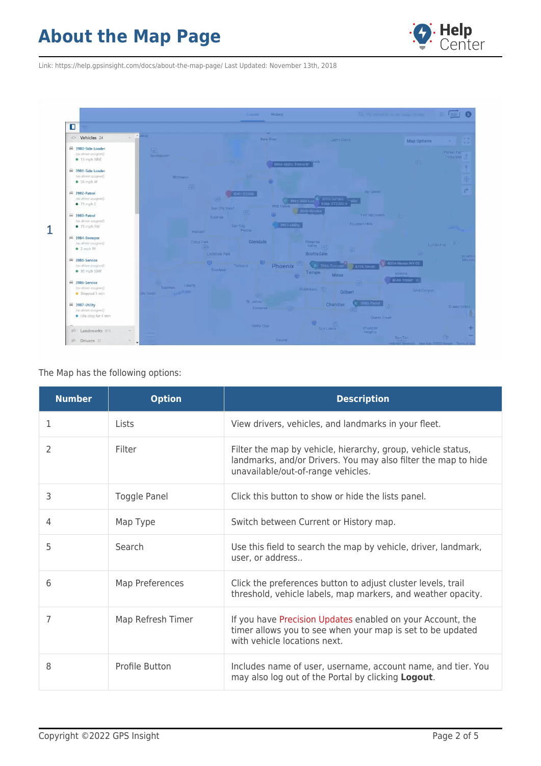The Map has the following options:

| Number | Option | Description |
|---|---|---|
| 1 | Lists | View drivers, vehicles, and landmarks in your fleet. |
| 2 | Filter | Filter the map by vehicle, hierarchy, group, vehicle status, landmarks, and/or Drivers. You may also filter the map to hide unavailable/out-of-range vehicles. |
| 3 | Toggle Panel | Click this button to show or hide the lists panel. |
| 4 | Map Type | Switch between Current or History map. |
| 5 | Search | Use this field to search the map by vehicle, driver, landmark, user, or address.. |
| 6 | Map Preferences | Click the preferences button to adjust cluster levels, trail threshold, vehicle labels, map markers, and weather opacity. |
| 7 | Map Refresh Timer | If you have Precision Updates enabled on your Account, the timer allows you to see when your map is set to be updated with vehicle locations next. |
| 8 | Profile Button | Includes name of user, username, account name, and tier. You may also log out of the Portal by clicking **Logout**. |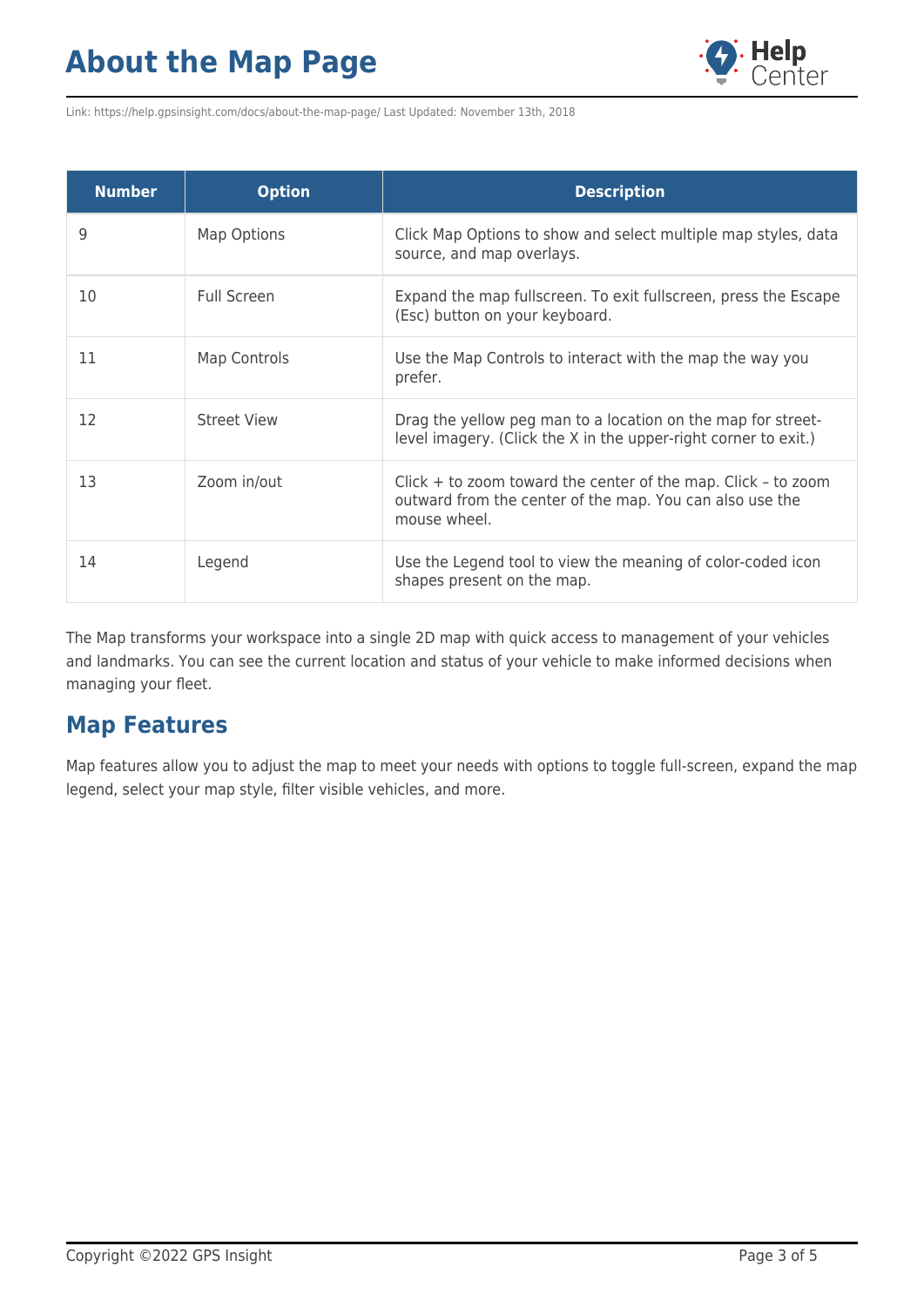| Number | Option | Description |
| --- | --- | --- |
| 9 | Map Options | Click Map Options to show and select multiple map styles, data source, and map overlays. |
| 10 | Full Screen | Expand the map fullscreen. To exit fullscreen, press the Escape (Esc) button on your keyboard. |
| 11 | Map Controls | Use the Map Controls to interact with the map the way you prefer. |
| 12 | Street View | Drag the yellow peg man to a location on the map for street-level imagery. (Click the X in the upper-right corner to exit.) |
| 13 | Zoom in/out | Click + to zoom toward the center of the map. Click – to zoom outward from the center of the map. You can also use the mouse wheel. |
| 14 | Legend | Use the Legend tool to view the meaning of color-coded icon shapes present on the map. |

The Map transforms your workspace into a single 2D map with quick access to management of your vehicles and landmarks. You can see the current location and status of your vehicle to make informed decisions when managing your fleet.

## Map Features

Map features allow you to adjust the map to meet your needs with options to toggle full-screen, expand the map legend, select your map style, filter visible vehicles, and more.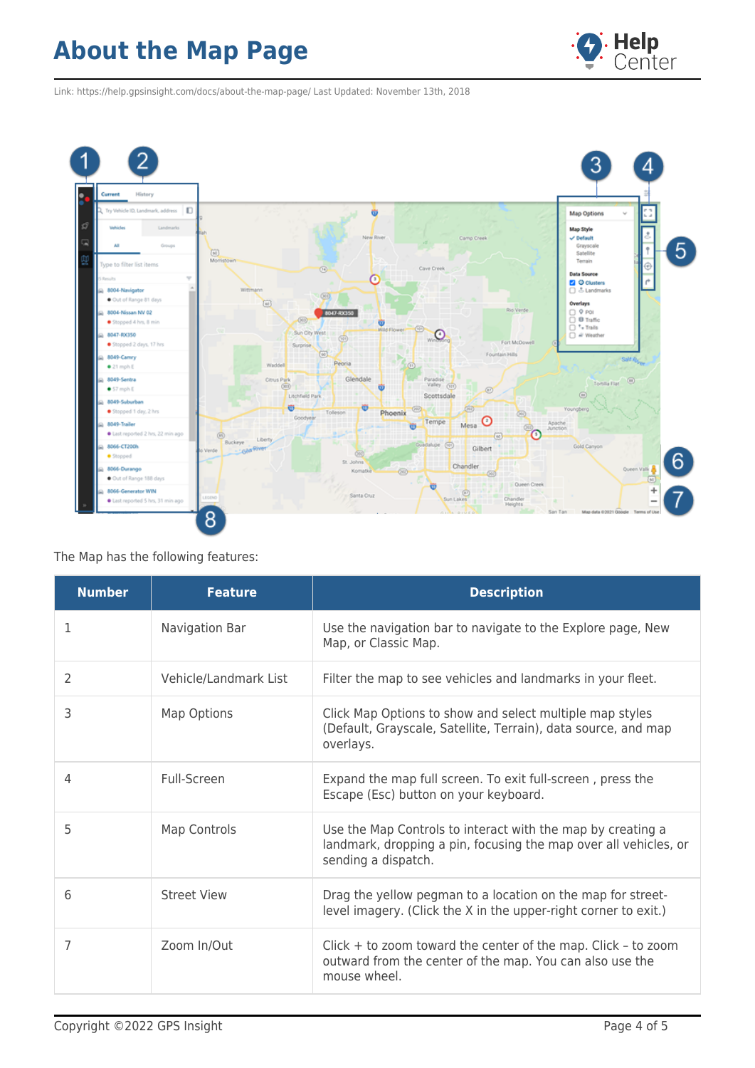# About the Map Page

Link: https://help.gpsinsight.com/docs/about-the-map-page/ Last Updated: November 13th, 2018

The Map has the following features:

| Number | Feature | Description |
|---|---|---|
| 1 | Navigation Bar | Use the navigation bar to navigate to the Explore page, New Map, or Classic Map. |
| 2 | Vehicle/Landmark List | Filter the map to see vehicles and landmarks in your fleet. |
| 3 | Map Options | Click Map Options to show and select multiple map styles (Default, Grayscale, Satellite, Terrain), data source, and map overlays. |
| 4 | Full-Screen | Expand the map full screen. To exit full-screen , press the Escape (Esc) button on your keyboard. |
| 5 | Map Controls | Use the Map Controls to interact with the map by creating a landmark, dropping a pin, focusing the map over all vehicles, or sending a dispatch. |
| 6 | Street View | Drag the yellow pegman to a location on the map for street-level imagery. (Click the X in the upper-right corner to exit.) |
| 7 | Zoom In/Out | Click + to zoom toward the center of the map. Click – to zoom outward from the center of the map. You can also use the mouse wheel. |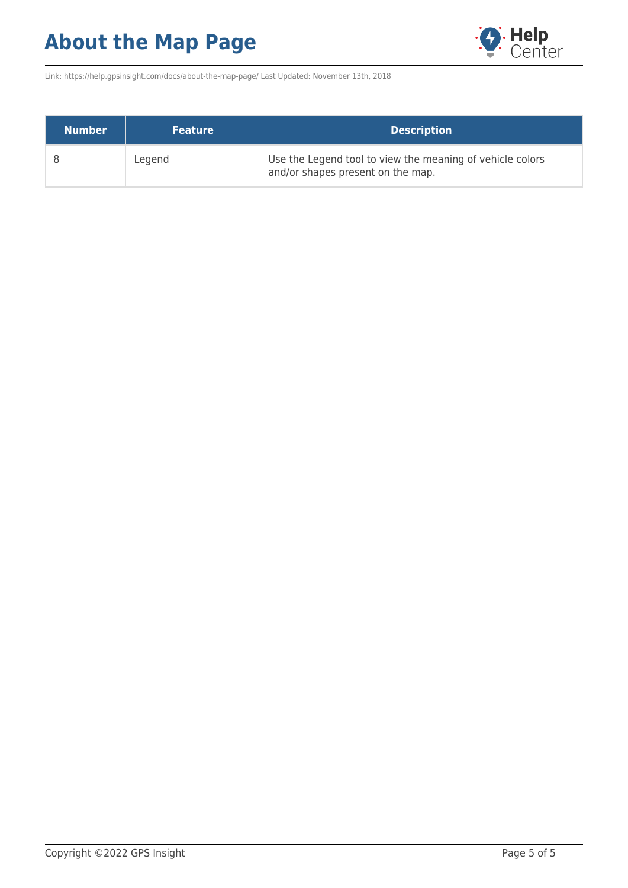| Number | Feature | Description |
|---|---|---|
| 8 | Legend | Use the Legend tool to view the meaning of vehicle colors and/or shapes present on the map. |